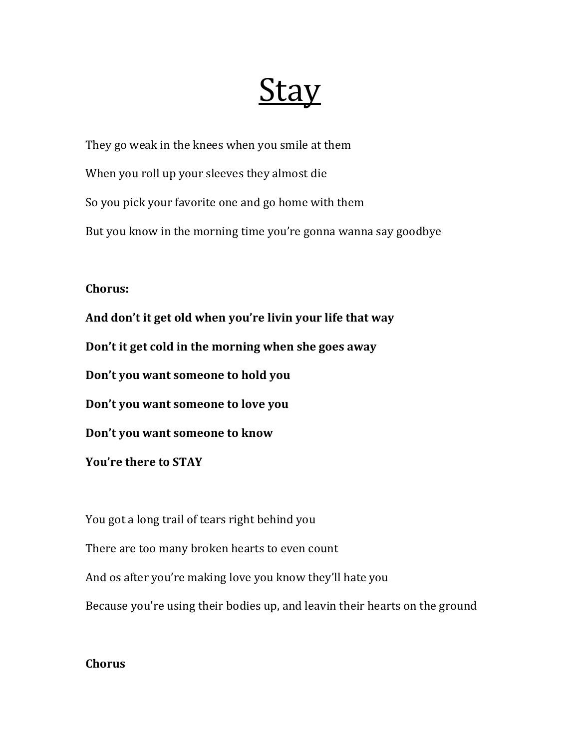# Stay

They go weak in the knees when you smile at them

When you roll up your sleeves they almost die

So you pick your favorite one and go home with them

But you know in the morning time you're gonna wanna say goodbye

**Chorus:**

**And don't it get old when you're livin your life that way**

**Don't it get cold in the morning when she goes away**

**Don't you want someone to hold you**

**Don't you want someone to love you**

**Don't you want someone to know**

**You're there to STAY**

You got a long trail of tears right behind you

There are too many broken hearts to even count

And os after you're making love you know they'll hate you

Because you're using their bodies up, and leavin their hearts on the ground

**Chorus**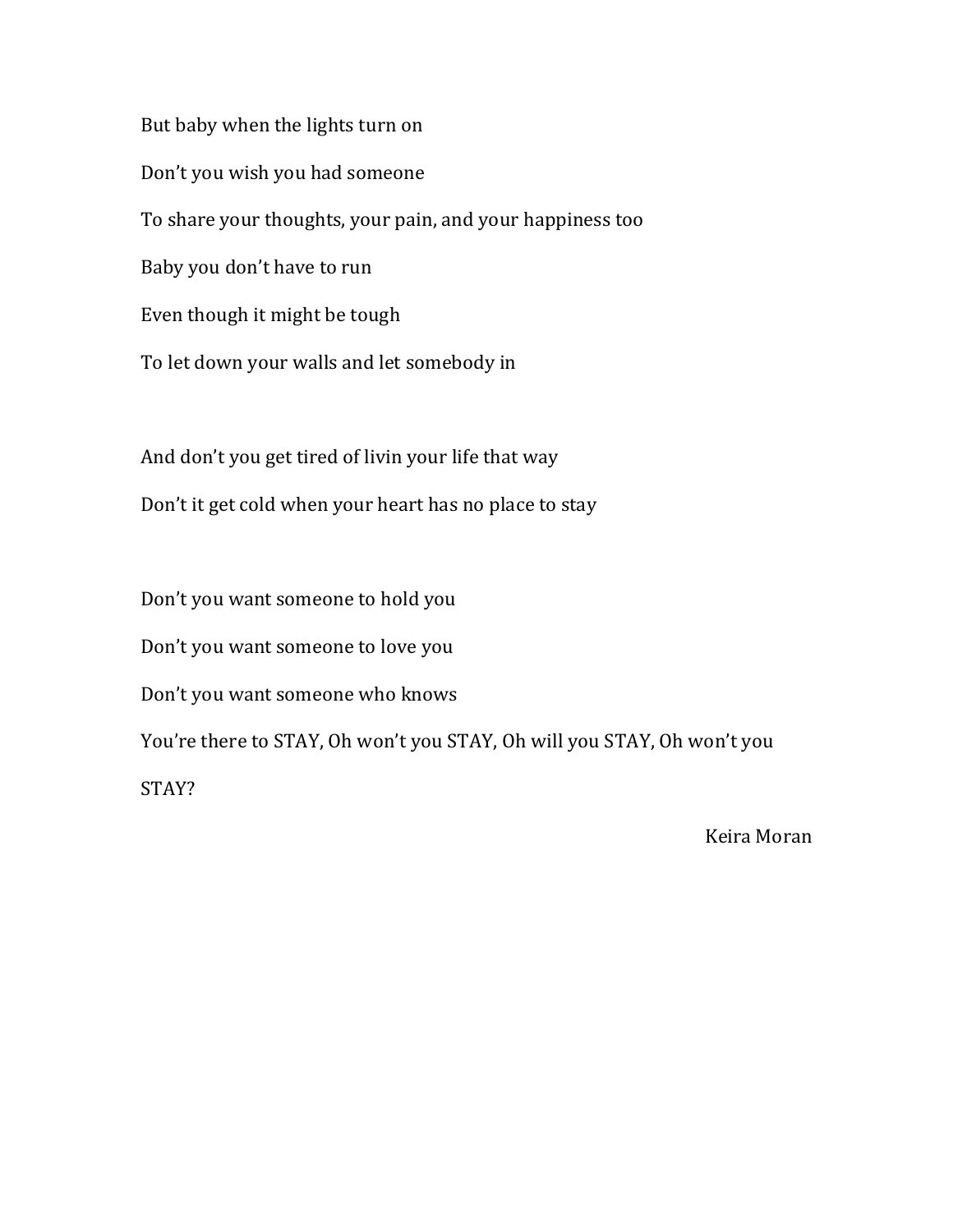But baby when the lights turn on

Don't you wish you had someone

To share your thoughts, your pain, and your happiness too

Baby you don't have to run

Even though it might be tough

To let down your walls and let somebody in

And don't you get tired of livin your life that way

Don't it get cold when your heart has no place to stay

Don't you want someone to hold you

Don't you want someone to love you

Don't you want someone who knows

You're there to STAY, Oh won't you STAY, Oh will you STAY, Oh won't you STAY?

Keira Moran